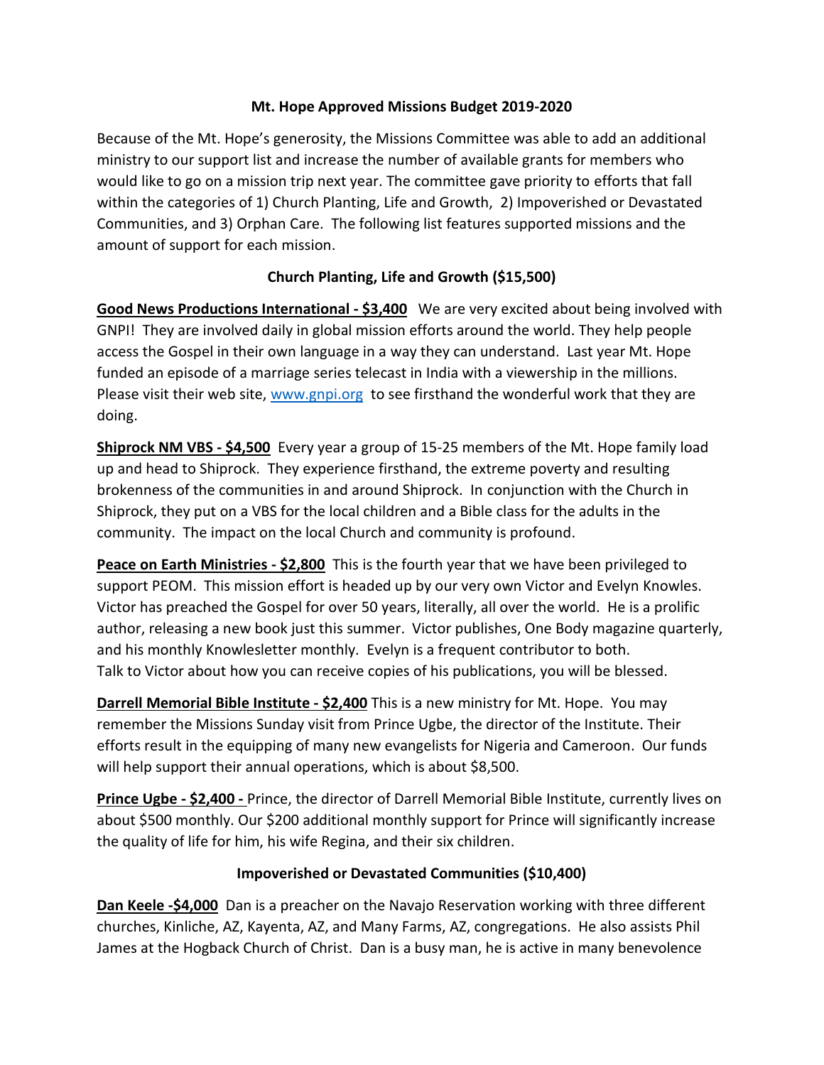## Mt. Hope Approved Missions Budget 2019-2020

Because of the Mt. Hope's generosity, the Missions Committee was able to add an additional ministry to our support list and increase the number of available grants for members who would like to go on a mission trip next year. The committee gave priority to efforts that fall within the categories of 1) Church Planting, Life and Growth, 2) Impoverished or Devastated Communities, and 3) Orphan Care. The following list features supported missions and the amount of support for each mission.

### Church Planting, Life and Growth ($15,500)

**Good News Productions International - $3,400** We are very excited about being involved with GNPI! They are involved daily in global mission efforts around the world. They help people access the Gospel in their own language in a way they can understand. Last year Mt. Hope funded an episode of a marriage series telecast in India with a viewership in the millions. Please visit their web site, [www.gnpi.org](http://www.gnpi.org) to see firsthand the wonderful work that they are doing.

**Shiprock NM VBS - $4,500** Every year a group of 15-25 members of the Mt. Hope family load up and head to Shiprock. They experience firsthand, the extreme poverty and resulting brokenness of the communities in and around Shiprock. In conjunction with the Church in Shiprock, they put on a VBS for the local children and a Bible class for the adults in the community. The impact on the local Church and community is profound.

**Peace on Earth Ministries - $2,800** This is the fourth year that we have been privileged to support PEOM. This mission effort is headed up by our very own Victor and Evelyn Knowles. Victor has preached the Gospel for over 50 years, literally, all over the world. He is a prolific author, releasing a new book just this summer. Victor publishes, One Body magazine quarterly, and his monthly Knowlesletter monthly. Evelyn is a frequent contributor to both. Talk to Victor about how you can receive copies of his publications, you will be blessed.

**Darrell Memorial Bible Institute - $2,400** This is a new ministry for Mt. Hope. You may remember the Missions Sunday visit from Prince Ugbe, the director of the Institute. Their efforts result in the equipping of many new evangelists for Nigeria and Cameroon. Our funds will help support their annual operations, which is about $8,500.

**Prince Ugbe - $2,400 -** Prince, the director of Darrell Memorial Bible Institute, currently lives on about $500 monthly. Our $200 additional monthly support for Prince will significantly increase the quality of life for him, his wife Regina, and their six children.

### Impoverished or Devastated Communities ($10,400)

**Dan Keele -$4,000** Dan is a preacher on the Navajo Reservation working with three different churches, Kinliche, AZ, Kayenta, AZ, and Many Farms, AZ, congregations. He also assists Phil James at the Hogback Church of Christ. Dan is a busy man, he is active in many benevolence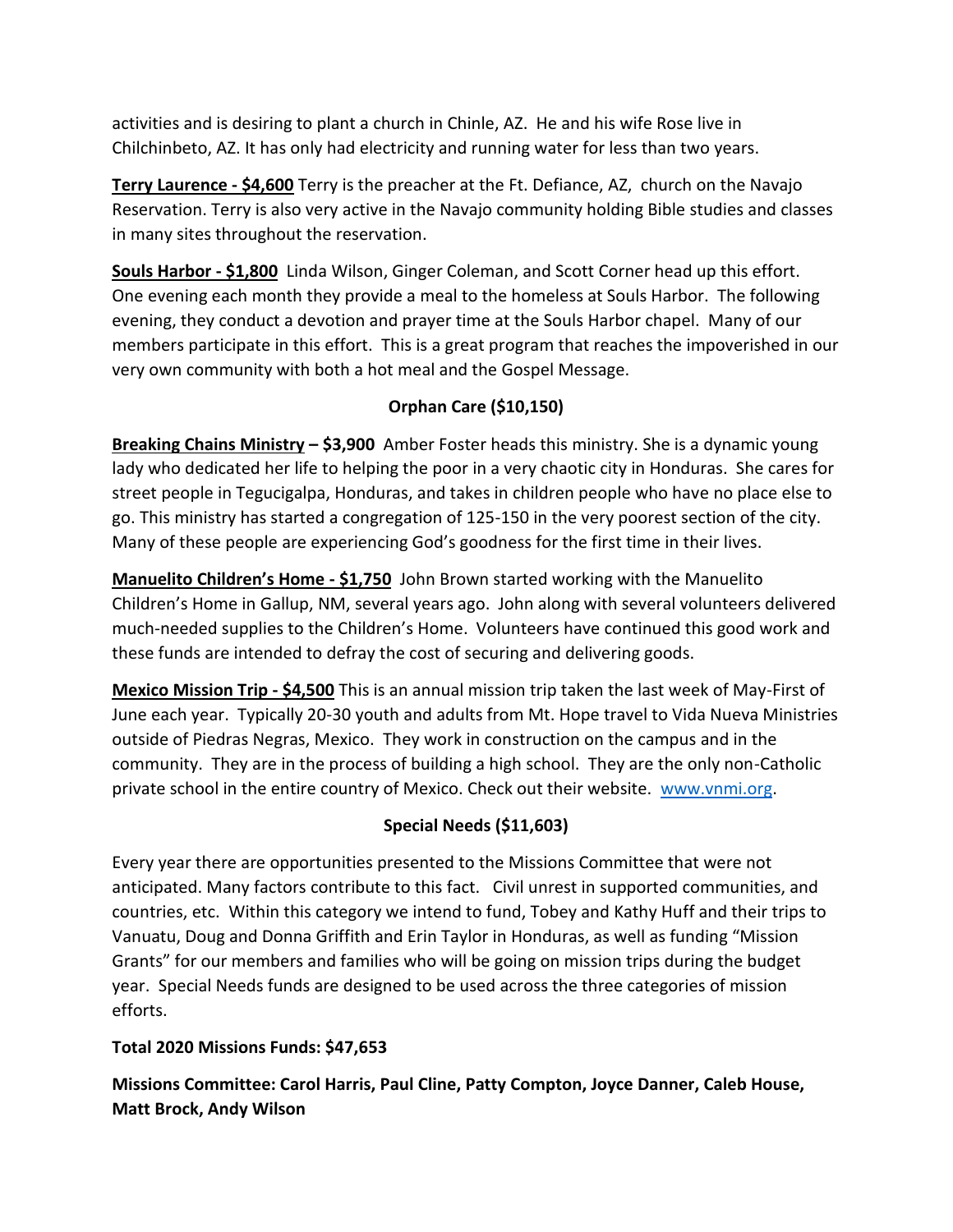activities and is desiring to plant a church in Chinle, AZ. He and his wife Rose live in Chilchinbeto, AZ. It has only had electricity and running water for less than two years.

**Terry Laurence - $4,600** Terry is the preacher at the Ft. Defiance, AZ, church on the Navajo Reservation. Terry is also very active in the Navajo community holding Bible studies and classes in many sites throughout the reservation.

**Souls Harbor - $1,800** Linda Wilson, Ginger Coleman, and Scott Corner head up this effort. One evening each month they provide a meal to the homeless at Souls Harbor. The following evening, they conduct a devotion and prayer time at the Souls Harbor chapel. Many of our members participate in this effort. This is a great program that reaches the impoverished in our very own community with both a hot meal and the Gospel Message.

**Orphan Care ($10,150)**

**Breaking Chains Ministry – $3,900** Amber Foster heads this ministry. She is a dynamic young lady who dedicated her life to helping the poor in a very chaotic city in Honduras. She cares for street people in Tegucigalpa, Honduras, and takes in children people who have no place else to go. This ministry has started a congregation of 125-150 in the very poorest section of the city. Many of these people are experiencing God's goodness for the first time in their lives.

**Manuelito Children's Home - $1,750** John Brown started working with the Manuelito Children's Home in Gallup, NM, several years ago. John along with several volunteers delivered much-needed supplies to the Children's Home. Volunteers have continued this good work and these funds are intended to defray the cost of securing and delivering goods.

**Mexico Mission Trip - $4,500** This is an annual mission trip taken the last week of May-First of June each year. Typically 20-30 youth and adults from Mt. Hope travel to Vida Nueva Ministries outside of Piedras Negras, Mexico. They work in construction on the campus and in the community. They are in the process of building a high school. They are the only non-Catholic private school in the entire country of Mexico. Check out their website. [www.vnmi.org](http://www.vnmi.org).

**Special Needs ($11,603)**

Every year there are opportunities presented to the Missions Committee that were not anticipated. Many factors contribute to this fact. Civil unrest in supported communities, and countries, etc. Within this category we intend to fund, Tobey and Kathy Huff and their trips to Vanuatu, Doug and Donna Griffith and Erin Taylor in Honduras, as well as funding "Mission Grants" for our members and families who will be going on mission trips during the budget year. Special Needs funds are designed to be used across the three categories of mission efforts.

**Total 2020 Missions Funds: $47,653**

**Missions Committee: Carol Harris, Paul Cline, Patty Compton, Joyce Danner, Caleb House, Matt Brock, Andy Wilson**